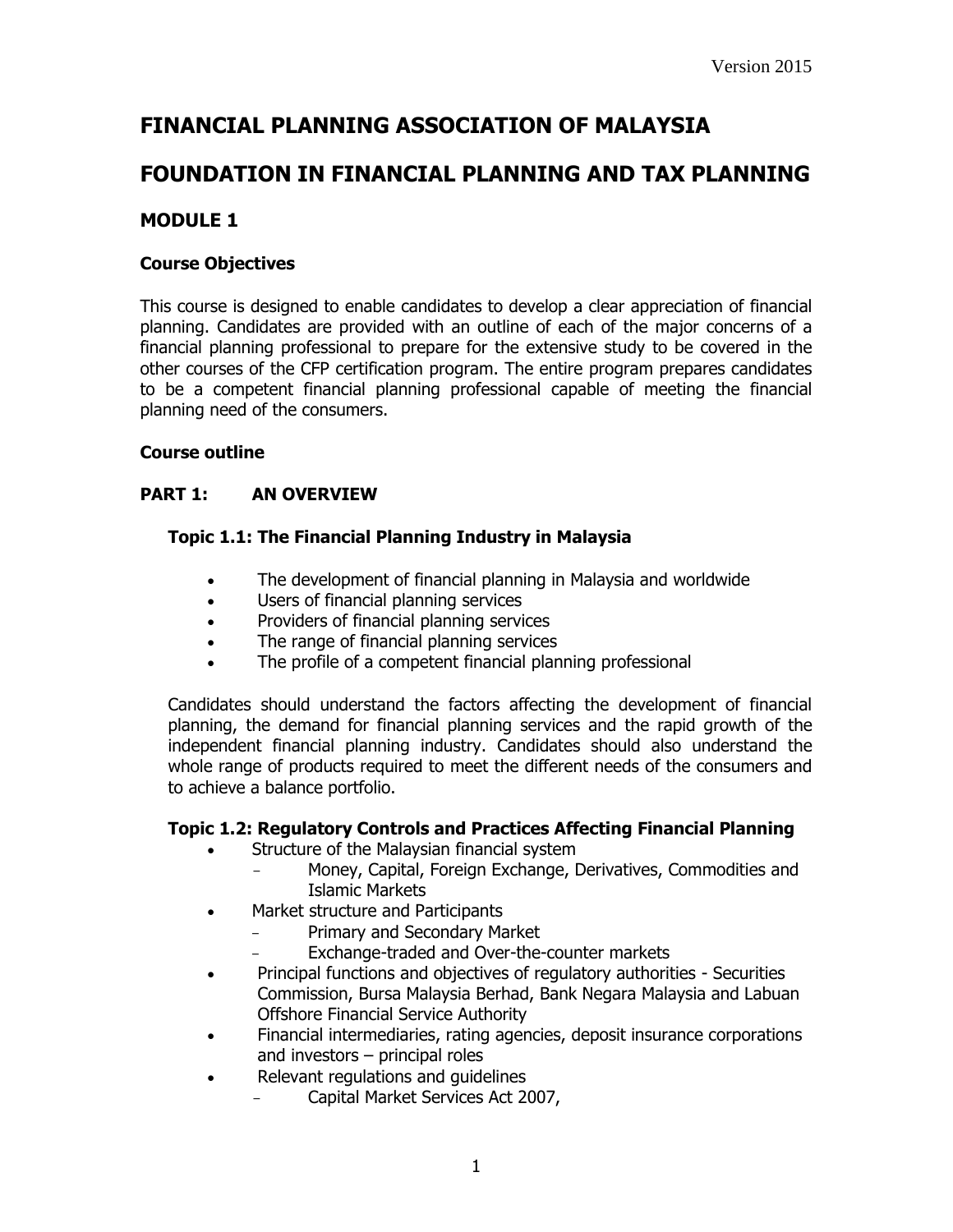Version 2015

# FINANCIAL PLANNING ASSOCIATION OF MALAYSIA

# FOUNDATION IN FINANCIAL PLANNING AND TAX PLANNING

## MODULE 1

### Course Objectives

This course is designed to enable candidates to develop a clear appreciation of financial planning. Candidates are provided with an outline of each of the major concerns of a financial planning professional to prepare for the extensive study to be covered in the other courses of the CFP certification program. The entire program prepares candidates to be a competent financial planning professional capable of meeting the financial planning need of the consumers.

### Course outline

### PART 1: AN OVERVIEW

#### Topic 1.1: The Financial Planning Industry in Malaysia

- The development of financial planning in Malaysia and worldwide
- Users of financial planning services
- Providers of financial planning services
- The range of financial planning services
- The profile of a competent financial planning professional

Candidates should understand the factors affecting the development of financial planning, the demand for financial planning services and the rapid growth of the independent financial planning industry. Candidates should also understand the whole range of products required to meet the different needs of the consumers and to achieve a balance portfolio.

#### Topic 1.2: Regulatory Controls and Practices Affecting Financial Planning

- Structure of the Malaysian financial system
  - Money, Capital, Foreign Exchange, Derivatives, Commodities and Islamic Markets
- Market structure and Participants
  - Primary and Secondary Market
  - Exchange-traded and Over-the-counter markets
- Principal functions and objectives of regulatory authorities - Securities Commission, Bursa Malaysia Berhad, Bank Negara Malaysia and Labuan Offshore Financial Service Authority
- Financial intermediaries, rating agencies, deposit insurance corporations and investors – principal roles
- Relevant regulations and guidelines
  - Capital Market Services Act 2007,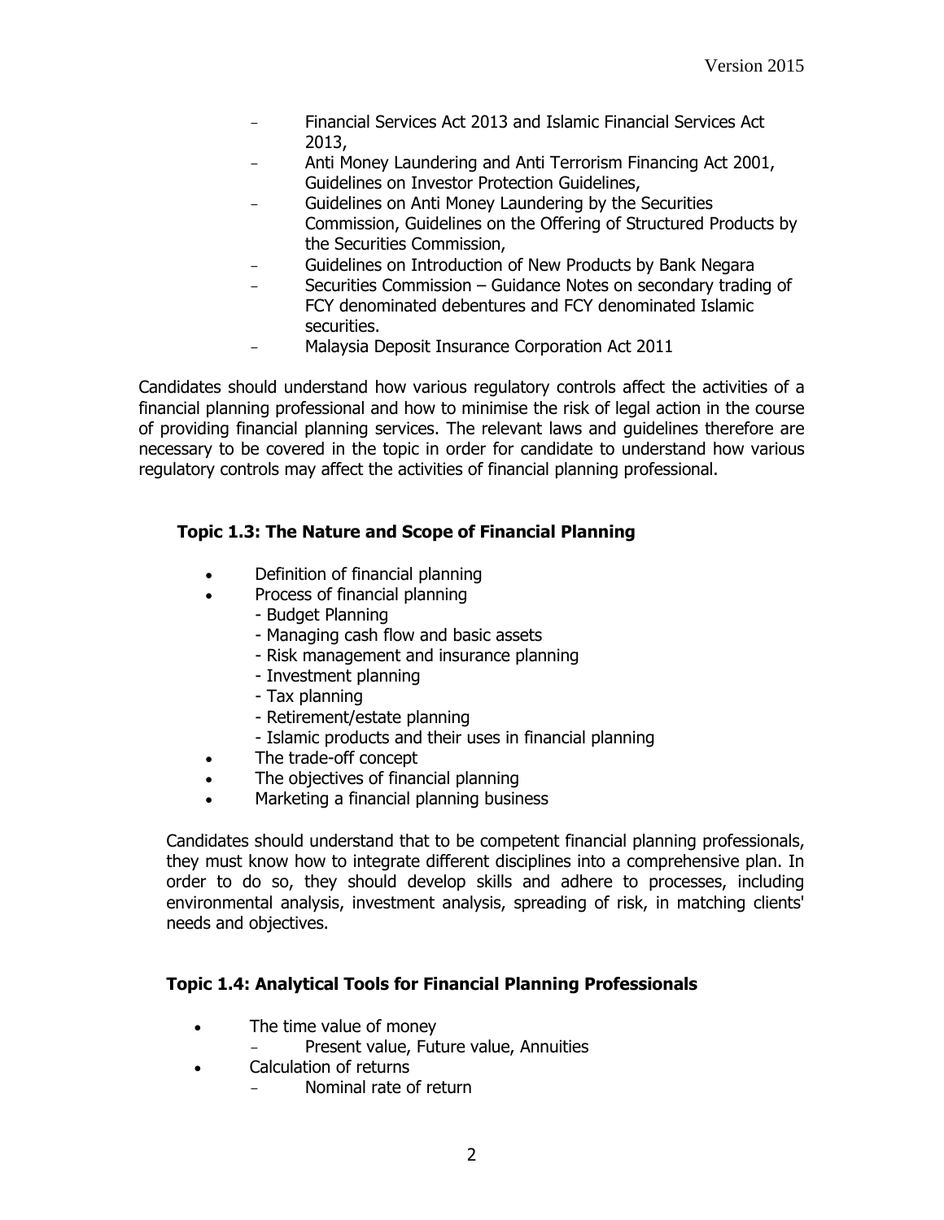- Financial Services Act 2013 and Islamic Financial Services Act 2013,
- Anti Money Laundering and Anti Terrorism Financing Act 2001, Guidelines on Investor Protection Guidelines,
- Guidelines on Anti Money Laundering by the Securities Commission, Guidelines on the Offering of Structured Products by the Securities Commission,
- Guidelines on Introduction of New Products by Bank Negara
- Securities Commission – Guidance Notes on secondary trading of FCY denominated debentures and FCY denominated Islamic securities.
- Malaysia Deposit Insurance Corporation Act 2011

Candidates should understand how various regulatory controls affect the activities of a financial planning professional and how to minimise the risk of legal action in the course of providing financial planning services. The relevant laws and guidelines therefore are necessary to be covered in the topic in order for candidate to understand how various regulatory controls may affect the activities of financial planning professional.

### Topic 1.3: The Nature and Scope of Financial Planning

- Definition of financial planning
- Process of financial planning
  - Budget Planning
  - Managing cash flow and basic assets
  - Risk management and insurance planning
  - Investment planning
  - Tax planning
  - Retirement/estate planning
  - Islamic products and their uses in financial planning
- The trade-off concept
- The objectives of financial planning
- Marketing a financial planning business

Candidates should understand that to be competent financial planning professionals, they must know how to integrate different disciplines into a comprehensive plan. In order to do so, they should develop skills and adhere to processes, including environmental analysis, investment analysis, spreading of risk, in matching clients' needs and objectives.

### Topic 1.4: Analytical Tools for Financial Planning Professionals

- The time value of money
  - Present value, Future value, Annuities
- Calculation of returns
  - Nominal rate of return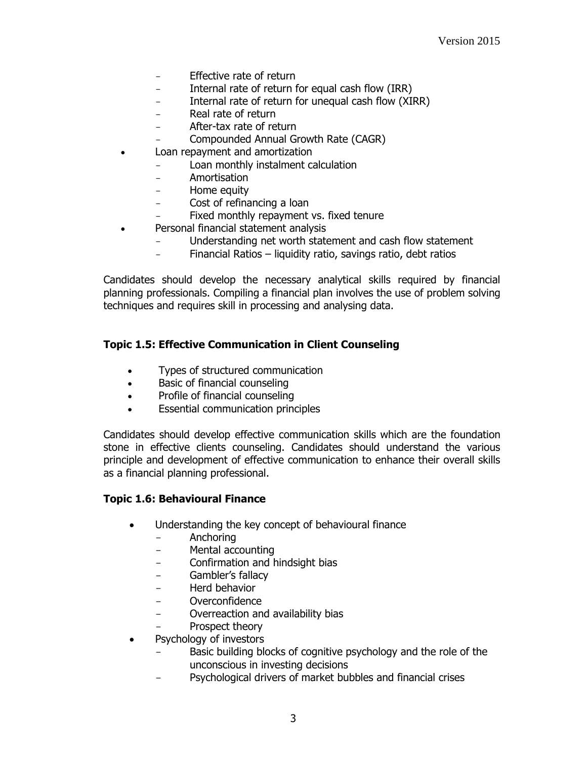- Effective rate of return
    - Internal rate of return for equal cash flow (IRR)
    - Internal rate of return for unequal cash flow (XIRR)
    - Real rate of return
    - After-tax rate of return
    - Compounded Annual Growth Rate (CAGR)
- Loan repayment and amortization
    - Loan monthly instalment calculation
    - Amortisation
    - Home equity
    - Cost of refinancing a loan
    - Fixed monthly repayment vs. fixed tenure
- Personal financial statement analysis
    - Understanding net worth statement and cash flow statement
    - Financial Ratios – liquidity ratio, savings ratio, debt ratios

Candidates should develop the necessary analytical skills required by financial planning professionals. Compiling a financial plan involves the use of problem solving techniques and requires skill in processing and analysing data.

### Topic 1.5: Effective Communication in Client Counseling

- Types of structured communication
- Basic of financial counseling
- Profile of financial counseling
- Essential communication principles

Candidates should develop effective communication skills which are the foundation stone in effective clients counseling. Candidates should understand the various principle and development of effective communication to enhance their overall skills as a financial planning professional.

### Topic 1.6: Behavioural Finance

- Understanding the key concept of behavioural finance
    - Anchoring
    - Mental accounting
    - Confirmation and hindsight bias
    - Gambler's fallacy
    - Herd behavior
    - Overconfidence
    - Overreaction and availability bias
    - Prospect theory
- Psychology of investors
    - Basic building blocks of cognitive psychology and the role of the unconscious in investing decisions
    - Psychological drivers of market bubbles and financial crises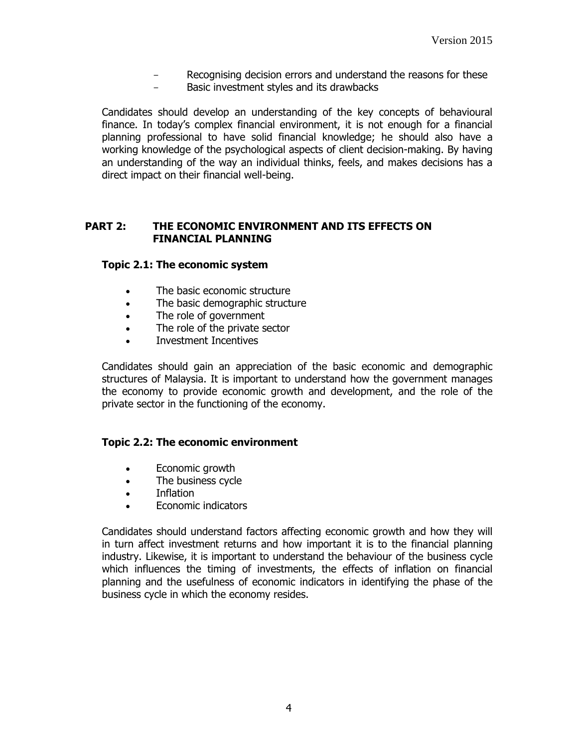- Recognising decision errors and understand the reasons for these
- Basic investment styles and its drawbacks

Candidates should develop an understanding of the key concepts of behavioural finance. In today's complex financial environment, it is not enough for a financial planning professional to have solid financial knowledge; he should also have a working knowledge of the psychological aspects of client decision-making. By having an understanding of the way an individual thinks, feels, and makes decisions has a direct impact on their financial well-being.

## PART 2: THE ECONOMIC ENVIRONMENT AND ITS EFFECTS ON FINANCIAL PLANNING

### Topic 2.1: The economic system

- The basic economic structure
- The basic demographic structure
- The role of government
- The role of the private sector
- Investment Incentives

Candidates should gain an appreciation of the basic economic and demographic structures of Malaysia. It is important to understand how the government manages the economy to provide economic growth and development, and the role of the private sector in the functioning of the economy.

### Topic 2.2: The economic environment

- Economic growth
- The business cycle
- Inflation
- Economic indicators

Candidates should understand factors affecting economic growth and how they will in turn affect investment returns and how important it is to the financial planning industry. Likewise, it is important to understand the behaviour of the business cycle which influences the timing of investments, the effects of inflation on financial planning and the usefulness of economic indicators in identifying the phase of the business cycle in which the economy resides.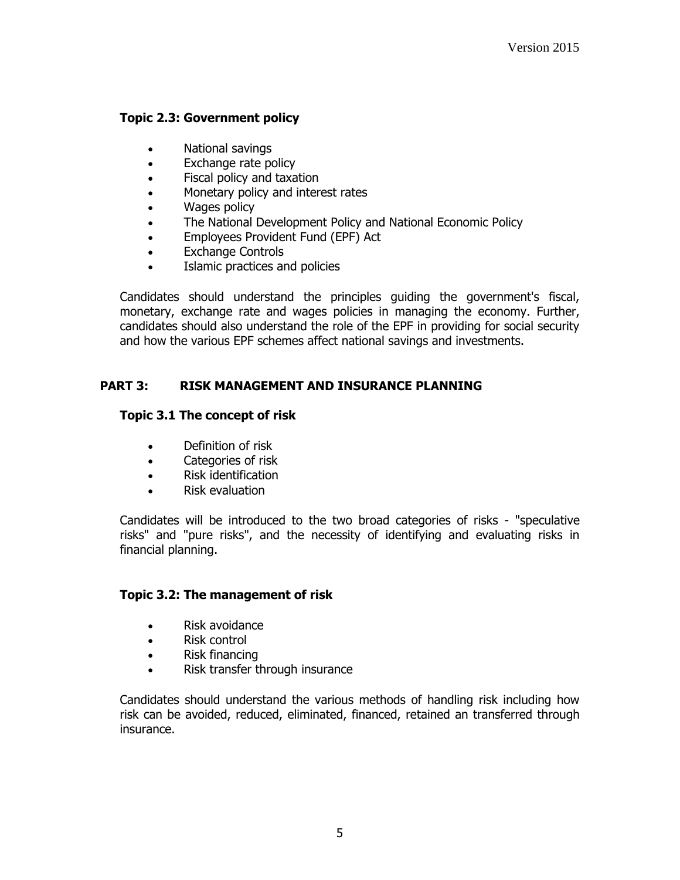### Topic 2.3: Government policy

- National savings
- Exchange rate policy
- Fiscal policy and taxation
- Monetary policy and interest rates
- Wages policy
- The National Development Policy and National Economic Policy
- Employees Provident Fund (EPF) Act
- Exchange Controls
- Islamic practices and policies

Candidates should understand the principles guiding the government's fiscal, monetary, exchange rate and wages policies in managing the economy. Further, candidates should also understand the role of the EPF in providing for social security and how the various EPF schemes affect national savings and investments.

## PART 3: RISK MANAGEMENT AND INSURANCE PLANNING

### Topic 3.1 The concept of risk

- Definition of risk
- Categories of risk
- Risk identification
- Risk evaluation

Candidates will be introduced to the two broad categories of risks - "speculative risks" and "pure risks", and the necessity of identifying and evaluating risks in financial planning.

### Topic 3.2: The management of risk

- Risk avoidance
- Risk control
- Risk financing
- Risk transfer through insurance

Candidates should understand the various methods of handling risk including how risk can be avoided, reduced, eliminated, financed, retained an transferred through insurance.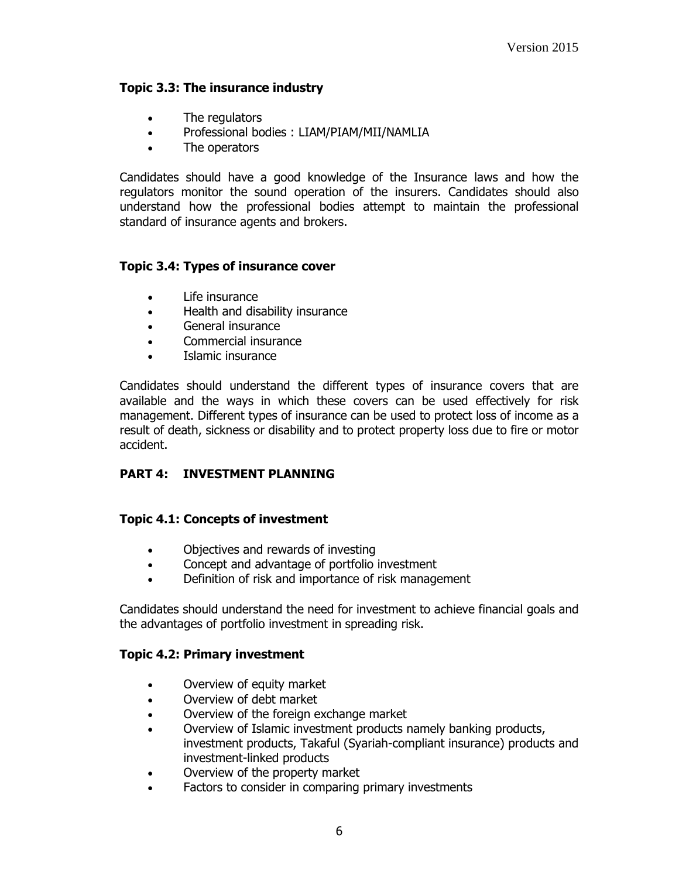### Topic 3.3: The insurance industry

- The regulators
- Professional bodies : LIAM/PIAM/MII/NAMLIA
- The operators

Candidates should have a good knowledge of the Insurance laws and how the regulators monitor the sound operation of the insurers. Candidates should also understand how the professional bodies attempt to maintain the professional standard of insurance agents and brokers.

### Topic 3.4: Types of insurance cover

- Life insurance
- Health and disability insurance
- General insurance
- Commercial insurance
- Islamic insurance

Candidates should understand the different types of insurance covers that are available and the ways in which these covers can be used effectively for risk management. Different types of insurance can be used to protect loss of income as a result of death, sickness or disability and to protect property loss due to fire or motor accident.

## PART 4: INVESTMENT PLANNING

### Topic 4.1: Concepts of investment

- Objectives and rewards of investing
- Concept and advantage of portfolio investment
- Definition of risk and importance of risk management

Candidates should understand the need for investment to achieve financial goals and the advantages of portfolio investment in spreading risk.

### Topic 4.2: Primary investment

- Overview of equity market
- Overview of debt market
- Overview of the foreign exchange market
- Overview of Islamic investment products namely banking products, investment products, Takaful (Syariah-compliant insurance) products and investment-linked products
- Overview of the property market
- Factors to consider in comparing primary investments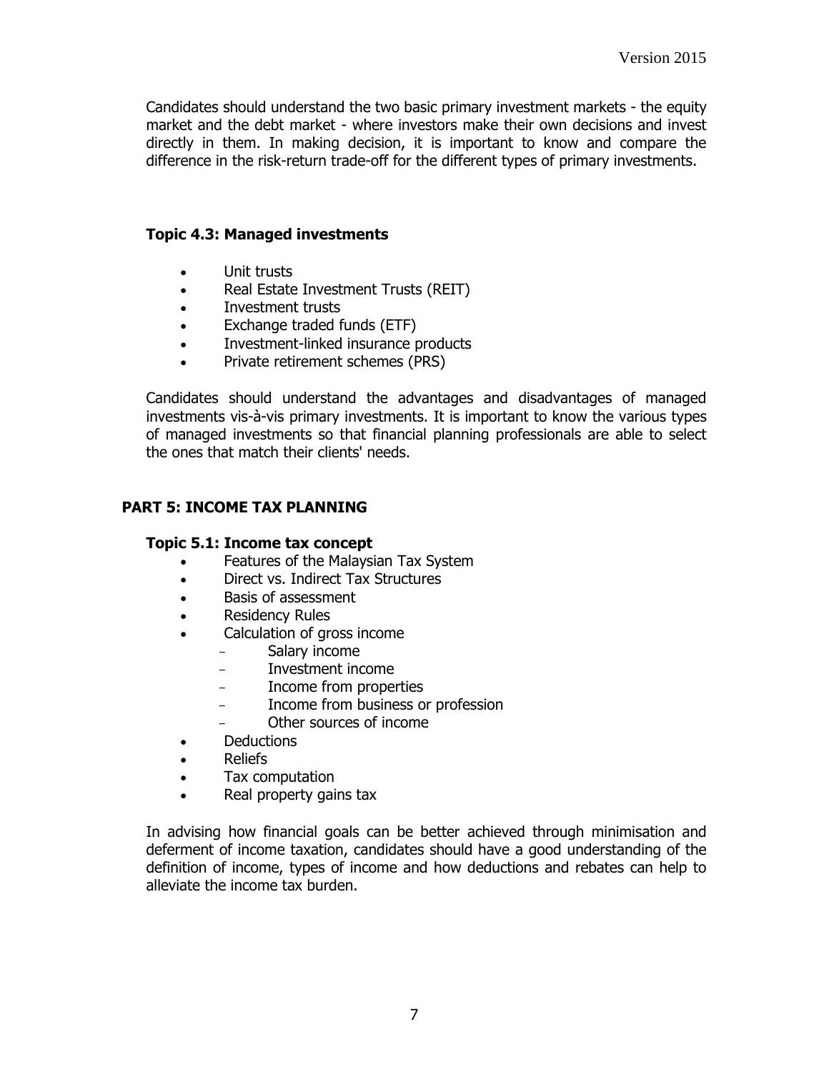Candidates should understand the two basic primary investment markets - the equity market and the debt market - where investors make their own decisions and invest directly in them. In making decision, it is important to know and compare the difference in the risk-return trade-off for the different types of primary investments.

### Topic 4.3: Managed investments

- Unit trusts
- Real Estate Investment Trusts (REIT)
- Investment trusts
- Exchange traded funds (ETF)
- Investment-linked insurance products
- Private retirement schemes (PRS)

Candidates should understand the advantages and disadvantages of managed investments vis-à-vis primary investments. It is important to know the various types of managed investments so that financial planning professionals are able to select the ones that match their clients' needs.

## PART 5: INCOME TAX PLANNING

### Topic 5.1: Income tax concept

- Features of the Malaysian Tax System
- Direct vs. Indirect Tax Structures
- Basis of assessment
- Residency Rules
- Calculation of gross income
  - Salary income
  - Investment income
  - Income from properties
  - Income from business or profession
  - Other sources of income
- Deductions
- Reliefs
- Tax computation
- Real property gains tax

In advising how financial goals can be better achieved through minimisation and deferment of income taxation, candidates should have a good understanding of the definition of income, types of income and how deductions and rebates can help to alleviate the income tax burden.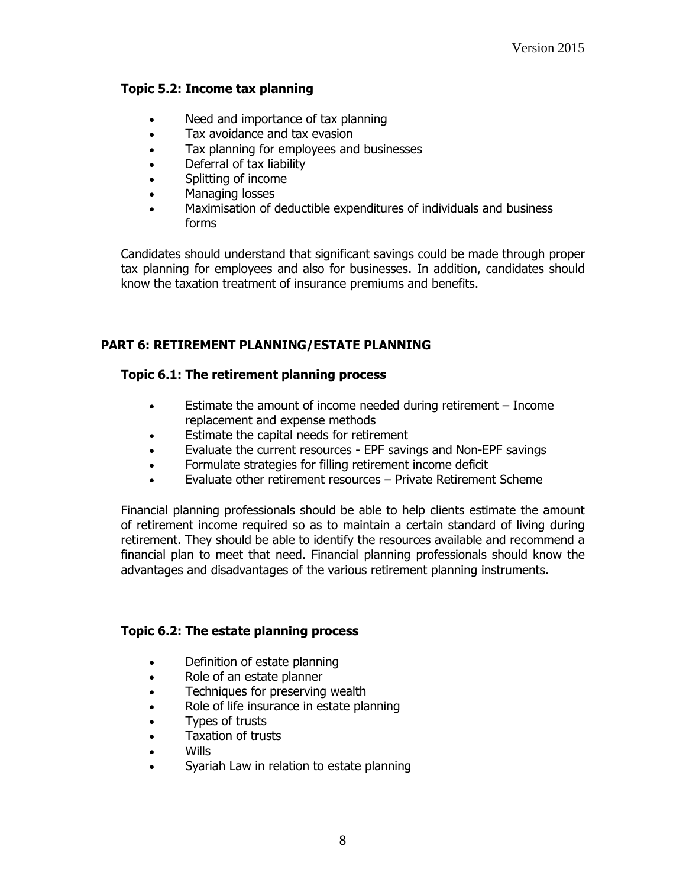### Topic 5.2: Income tax planning

- Need and importance of tax planning
- Tax avoidance and tax evasion
- Tax planning for employees and businesses
- Deferral of tax liability
- Splitting of income
- Managing losses
- Maximisation of deductible expenditures of individuals and business forms

Candidates should understand that significant savings could be made through proper tax planning for employees and also for businesses. In addition, candidates should know the taxation treatment of insurance premiums and benefits.

## PART 6: RETIREMENT PLANNING/ESTATE PLANNING

### Topic 6.1: The retirement planning process

- Estimate the amount of income needed during retirement – Income replacement and expense methods
- Estimate the capital needs for retirement
- Evaluate the current resources - EPF savings and Non-EPF savings
- Formulate strategies for filling retirement income deficit
- Evaluate other retirement resources – Private Retirement Scheme

Financial planning professionals should be able to help clients estimate the amount of retirement income required so as to maintain a certain standard of living during retirement. They should be able to identify the resources available and recommend a financial plan to meet that need. Financial planning professionals should know the advantages and disadvantages of the various retirement planning instruments.

### Topic 6.2: The estate planning process

- Definition of estate planning
- Role of an estate planner
- Techniques for preserving wealth
- Role of life insurance in estate planning
- Types of trusts
- Taxation of trusts
- Wills
- Syariah Law in relation to estate planning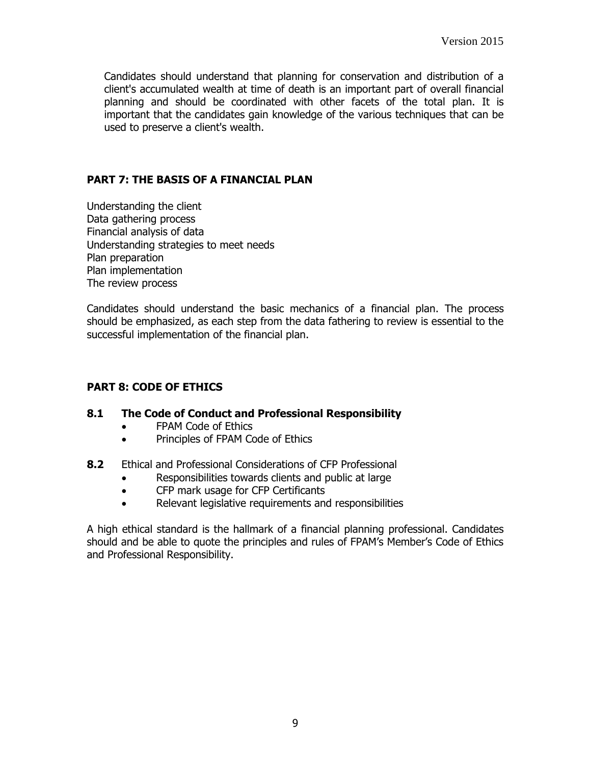Candidates should understand that planning for conservation and distribution of a client's accumulated wealth at time of death is an important part of overall financial planning and should be coordinated with other facets of the total plan. It is important that the candidates gain knowledge of the various techniques that can be used to preserve a client's wealth.

## PART 7: THE BASIS OF A FINANCIAL PLAN

Understanding the client
Data gathering process
Financial analysis of data
Understanding strategies to meet needs
Plan preparation
Plan implementation
The review process

Candidates should understand the basic mechanics of a financial plan. The process should be emphasized, as each step from the data fathering to review is essential to the successful implementation of the financial plan.

## PART 8: CODE OF ETHICS

### 8.1 The Code of Conduct and Professional Responsibility

- FPAM Code of Ethics
- Principles of FPAM Code of Ethics

**8.2** Ethical and Professional Considerations of CFP Professional

- Responsibilities towards clients and public at large
- CFP mark usage for CFP Certificants
- Relevant legislative requirements and responsibilities

A high ethical standard is the hallmark of a financial planning professional. Candidates should and be able to quote the principles and rules of FPAM's Member's Code of Ethics and Professional Responsibility.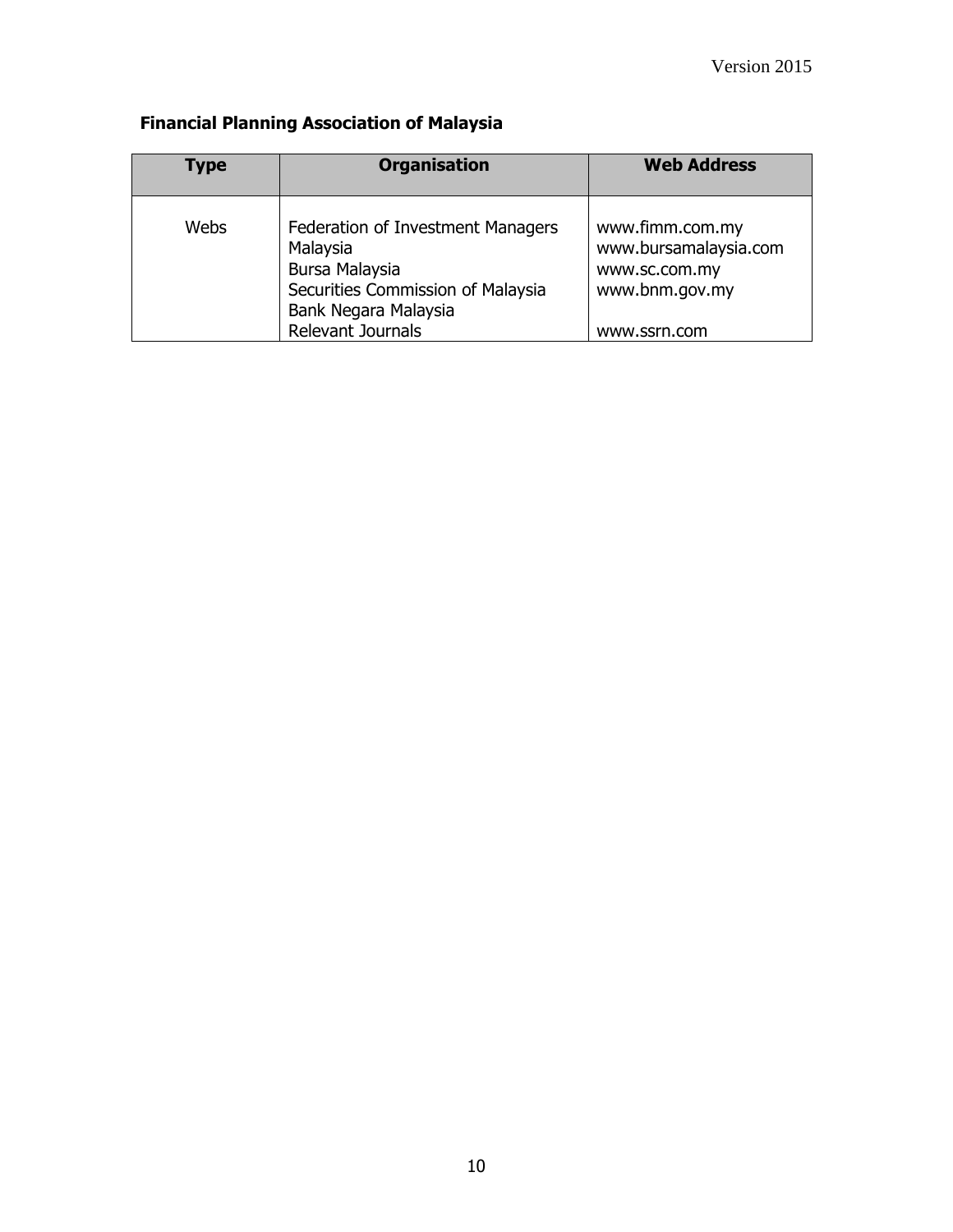**Financial Planning Association of Malaysia**

| Type | Organisation | Web Address |
|---|---|---|
| Webs | Federation of Investment Managers Malaysia<br>Bursa Malaysia<br>Securities Commission of Malaysia<br>Bank Negara Malaysia<br>Relevant Journals | www.fimm.com.my<br>www.bursamalaysia.com<br>www.sc.com.my<br>www.bnm.gov.my<br><br>www.ssrn.com |